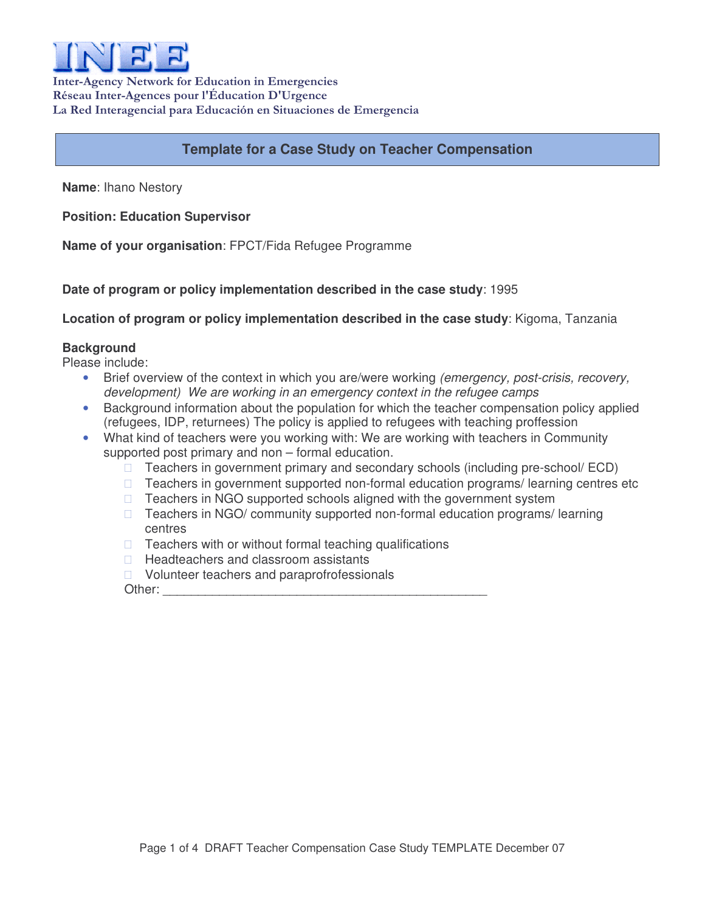# INEE

**Inter-Agency Network for Education in Emergencies**
**Réseau Inter-Agences pour l'Éducation D'Urgence**
**La Red Interagencial para Educación en Situaciones de Emergencia**

## Template for a Case Study on Teacher Compensation

**Name**: Ihano Nestory

**Position: Education Supervisor**

**Name of your organisation**: FPCT/Fida Refugee Programme

**Date of program or policy implementation described in the case study**: 1995

**Location of program or policy implementation described in the case study**: Kigoma, Tanzania

**Background**

Please include:

- Brief overview of the context in which you are/were working *(emergency, post-crisis, recovery, development) We are working in an emergency context in the refugee camps*
- Background information about the population for which the teacher compensation policy applied (refugees, IDP, returnees) The policy is applied to refugees with teaching proffession
- What kind of teachers were you working with: We are working with teachers in Community supported post primary and non – formal education.
  - ☐ Teachers in government primary and secondary schools (including pre-school/ ECD)
  - ☐ Teachers in government supported non-formal education programs/ learning centres etc
  - ☐ Teachers in NGO supported schools aligned with the government system
  - ☐ Teachers in NGO/ community supported non-formal education programs/ learning centres
  - ☐ Teachers with or without formal teaching qualifications
  - ☐ Headteachers and classroom assistants
  - ☐ Volunteer teachers and paraprofessionals

  Other: ____________________________________________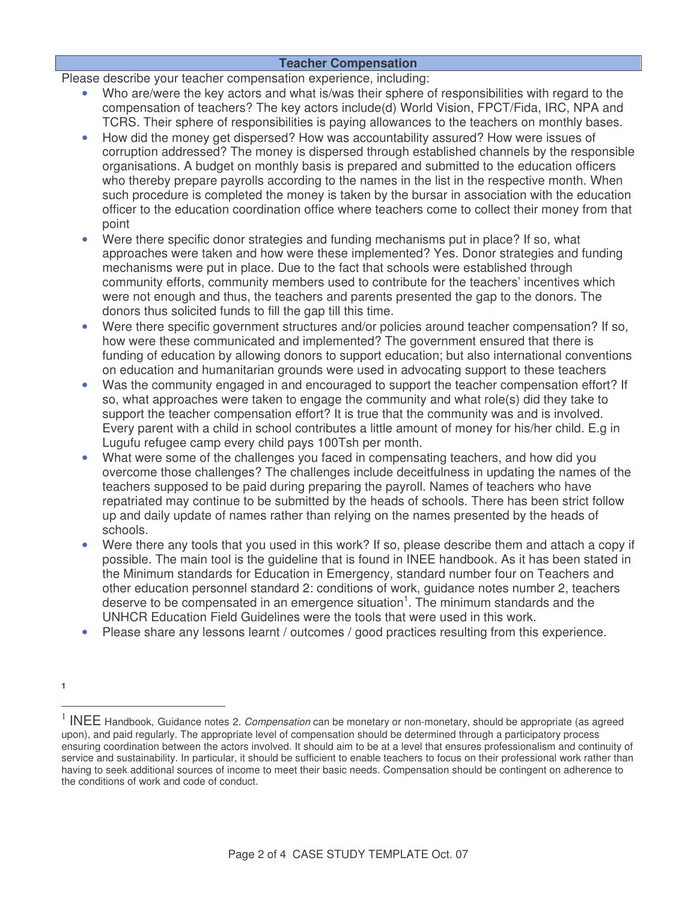## Teacher Compensation

Please describe your teacher compensation experience, including:

- Who are/were the key actors and what is/was their sphere of responsibilities with regard to the compensation of teachers? The key actors include(d) World Vision, FPCT/Fida, IRC, NPA and TCRS. Their sphere of responsibilities is paying allowances to the teachers on monthly bases.
- How did the money get dispersed? How was accountability assured? How were issues of corruption addressed? The money is dispersed through established channels by the responsible organisations. A budget on monthly basis is prepared and submitted to the education officers who thereby prepare payrolls according to the names in the list in the respective month. When such procedure is completed the money is taken by the bursar in association with the education officer to the education coordination office where teachers come to collect their money from that point
- Were there specific donor strategies and funding mechanisms put in place? If so, what approaches were taken and how were these implemented? Yes. Donor strategies and funding mechanisms were put in place. Due to the fact that schools were established through community efforts, community members used to contribute for the teachers' incentives which were not enough and thus, the teachers and parents presented the gap to the donors. The donors thus solicited funds to fill the gap till this time.
- Were there specific government structures and/or policies around teacher compensation? If so, how were these communicated and implemented? The government ensured that there is funding of education by allowing donors to support education; but also international conventions on education and humanitarian grounds were used in advocating support to these teachers
- Was the community engaged in and encouraged to support the teacher compensation effort? If so, what approaches were taken to engage the community and what role(s) did they take to support the teacher compensation effort? It is true that the community was and is involved. Every parent with a child in school contributes a little amount of money for his/her child. E.g in Lugufu refugee camp every child pays 100Tsh per month.
- What were some of the challenges you faced in compensating teachers, and how did you overcome those challenges? The challenges include deceitfulness in updating the names of the teachers supposed to be paid during preparing the payroll. Names of teachers who have repatriated may continue to be submitted by the heads of schools. There has been strict follow up and daily update of names rather than relying on the names presented by the heads of schools.
- Were there any tools that you used in this work? If so, please describe them and attach a copy if possible. The main tool is the guideline that is found in INEE handbook. As it has been stated in the Minimum standards for Education in Emergency, standard number four on Teachers and other education personnel standard 2: conditions of work, guidance notes number 2, teachers deserve to be compensated in an emergence situation[1]. The minimum standards and the UNHCR Education Field Guidelines were the tools that were used in this work.
- Please share any lessons learnt / outcomes / good practices resulting from this experience.

---

[1] INEE Handbook, Guidance notes 2. *Compensation* can be monetary or non-monetary, should be appropriate (as agreed upon), and paid regularly. The appropriate level of compensation should be determined through a participatory process ensuring coordination between the actors involved. It should aim to be at a level that ensures professionalism and continuity of service and sustainability. In particular, it should be sufficient to enable teachers to focus on their professional work rather than having to seek additional sources of income to meet their basic needs. Compensation should be contingent on adherence to the conditions of work and code of conduct.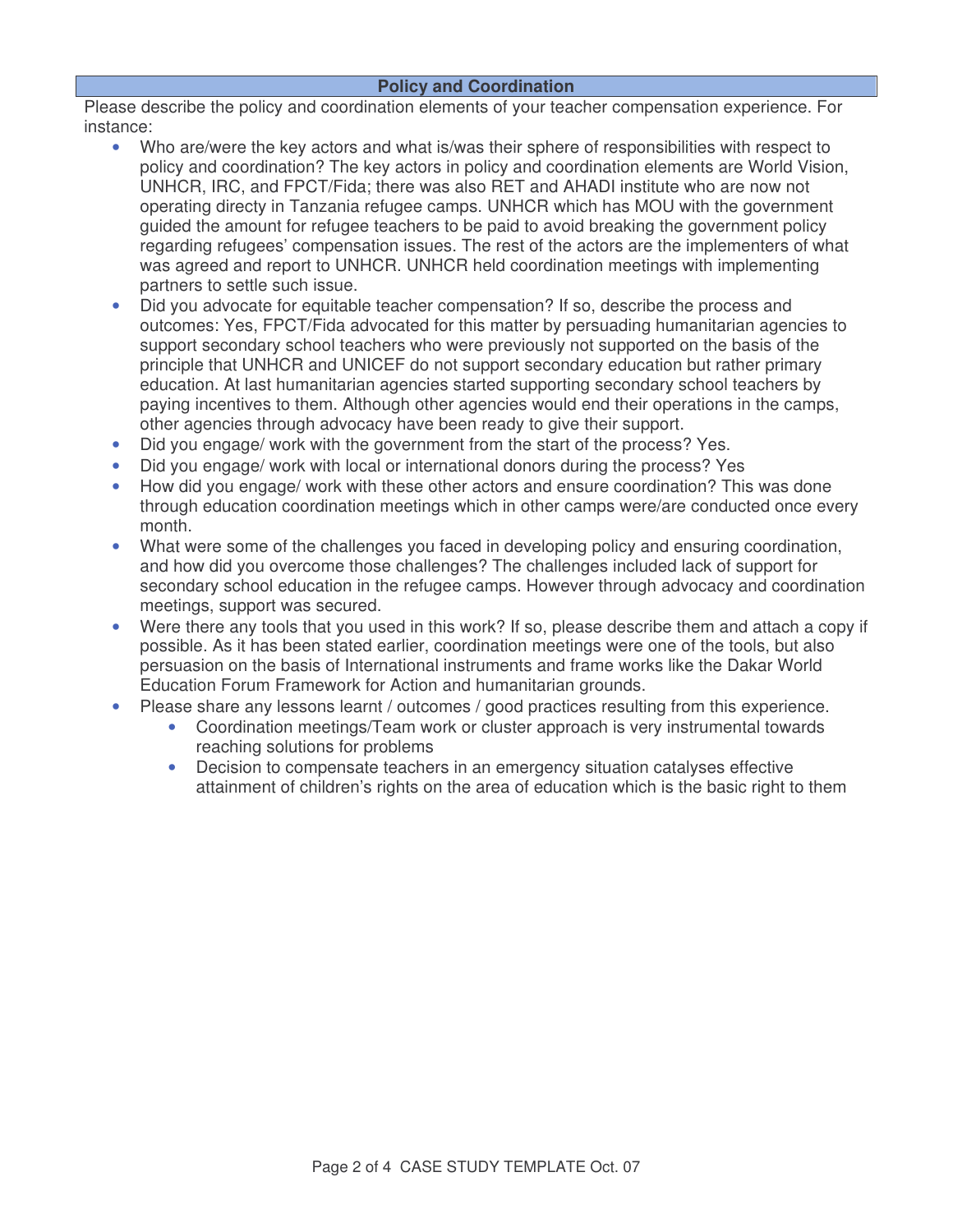## Policy and Coordination

Please describe the policy and coordination elements of your teacher compensation experience. For instance:

- Who are/were the key actors and what is/was their sphere of responsibilities with respect to policy and coordination? The key actors in policy and coordination elements are World Vision, UNHCR, IRC, and FPCT/Fida; there was also RET and AHADI institute who are now not operating directy in Tanzania refugee camps. UNHCR which has MOU with the government guided the amount for refugee teachers to be paid to avoid breaking the government policy regarding refugees' compensation issues. The rest of the actors are the implementers of what was agreed and report to UNHCR. UNHCR held coordination meetings with implementing partners to settle such issue.
- Did you advocate for equitable teacher compensation? If so, describe the process and outcomes: Yes, FPCT/Fida advocated for this matter by persuading humanitarian agencies to support secondary school teachers who were previously not supported on the basis of the principle that UNHCR and UNICEF do not support secondary education but rather primary education. At last humanitarian agencies started supporting secondary school teachers by paying incentives to them. Although other agencies would end their operations in the camps, other agencies through advocacy have been ready to give their support.
- Did you engage/ work with the government from the start of the process? Yes.
- Did you engage/ work with local or international donors during the process? Yes
- How did you engage/ work with these other actors and ensure coordination? This was done through education coordination meetings which in other camps were/are conducted once every month.
- What were some of the challenges you faced in developing policy and ensuring coordination, and how did you overcome those challenges? The challenges included lack of support for secondary school education in the refugee camps. However through advocacy and coordination meetings, support was secured.
- Were there any tools that you used in this work? If so, please describe them and attach a copy if possible. As it has been stated earlier, coordination meetings were one of the tools, but also persuasion on the basis of International instruments and frame works like the Dakar World Education Forum Framework for Action and humanitarian grounds.
- Please share any lessons learnt / outcomes / good practices resulting from this experience.
  - Coordination meetings/Team work or cluster approach is very instrumental towards reaching solutions for problems
  - Decision to compensate teachers in an emergency situation catalyses effective attainment of children's rights on the area of education which is the basic right to them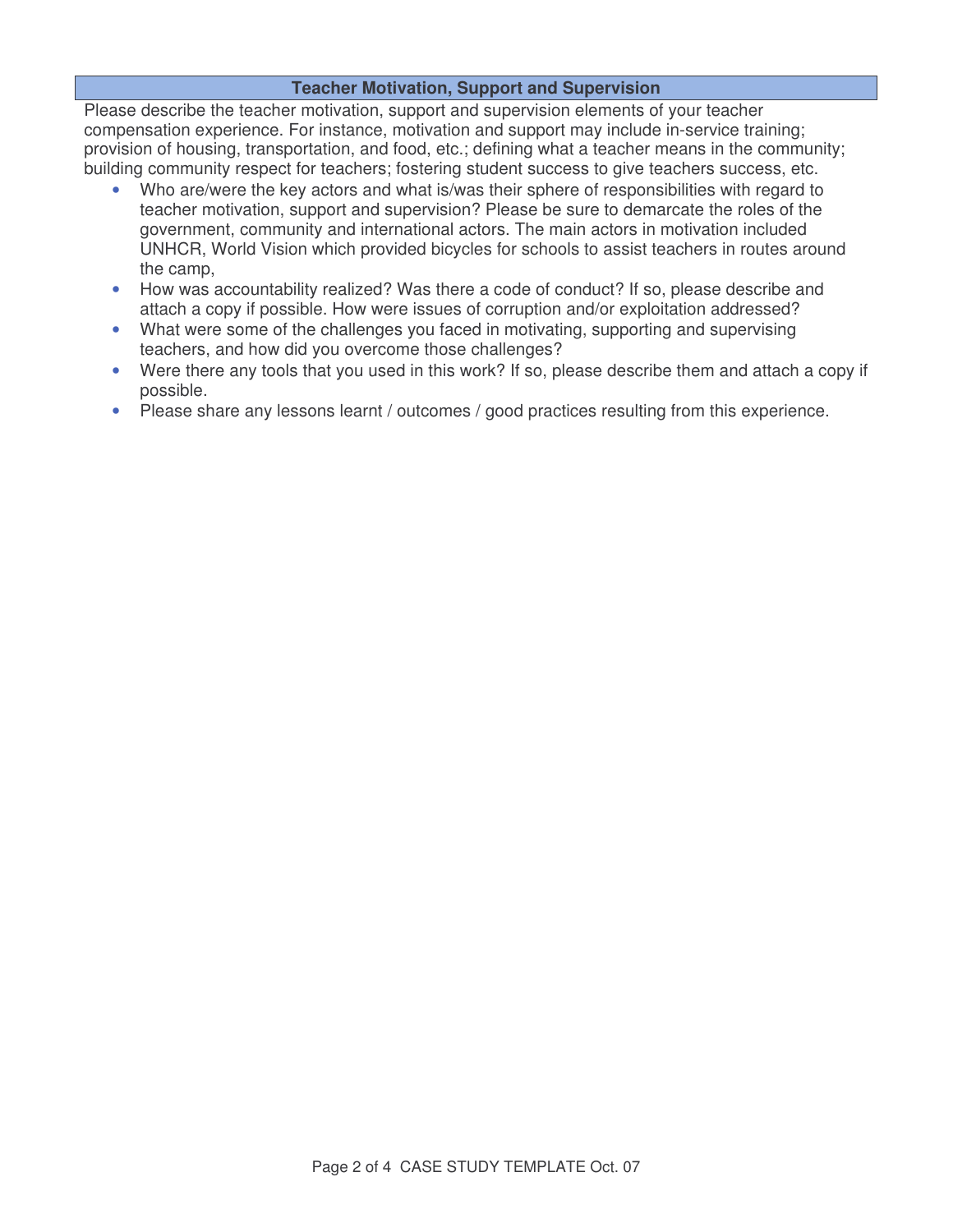## Teacher Motivation, Support and Supervision

Please describe the teacher motivation, support and supervision elements of your teacher compensation experience. For instance, motivation and support may include in-service training; provision of housing, transportation, and food, etc.; defining what a teacher means in the community; building community respect for teachers; fostering student success to give teachers success, etc.

- Who are/were the key actors and what is/was their sphere of responsibilities with regard to teacher motivation, support and supervision? Please be sure to demarcate the roles of the government, community and international actors. The main actors in motivation included UNHCR, World Vision which provided bicycles for schools to assist teachers in routes around the camp,
- How was accountability realized? Was there a code of conduct? If so, please describe and attach a copy if possible. How were issues of corruption and/or exploitation addressed?
- What were some of the challenges you faced in motivating, supporting and supervising teachers, and how did you overcome those challenges?
- Were there any tools that you used in this work? If so, please describe them and attach a copy if possible.
- Please share any lessons learnt / outcomes / good practices resulting from this experience.